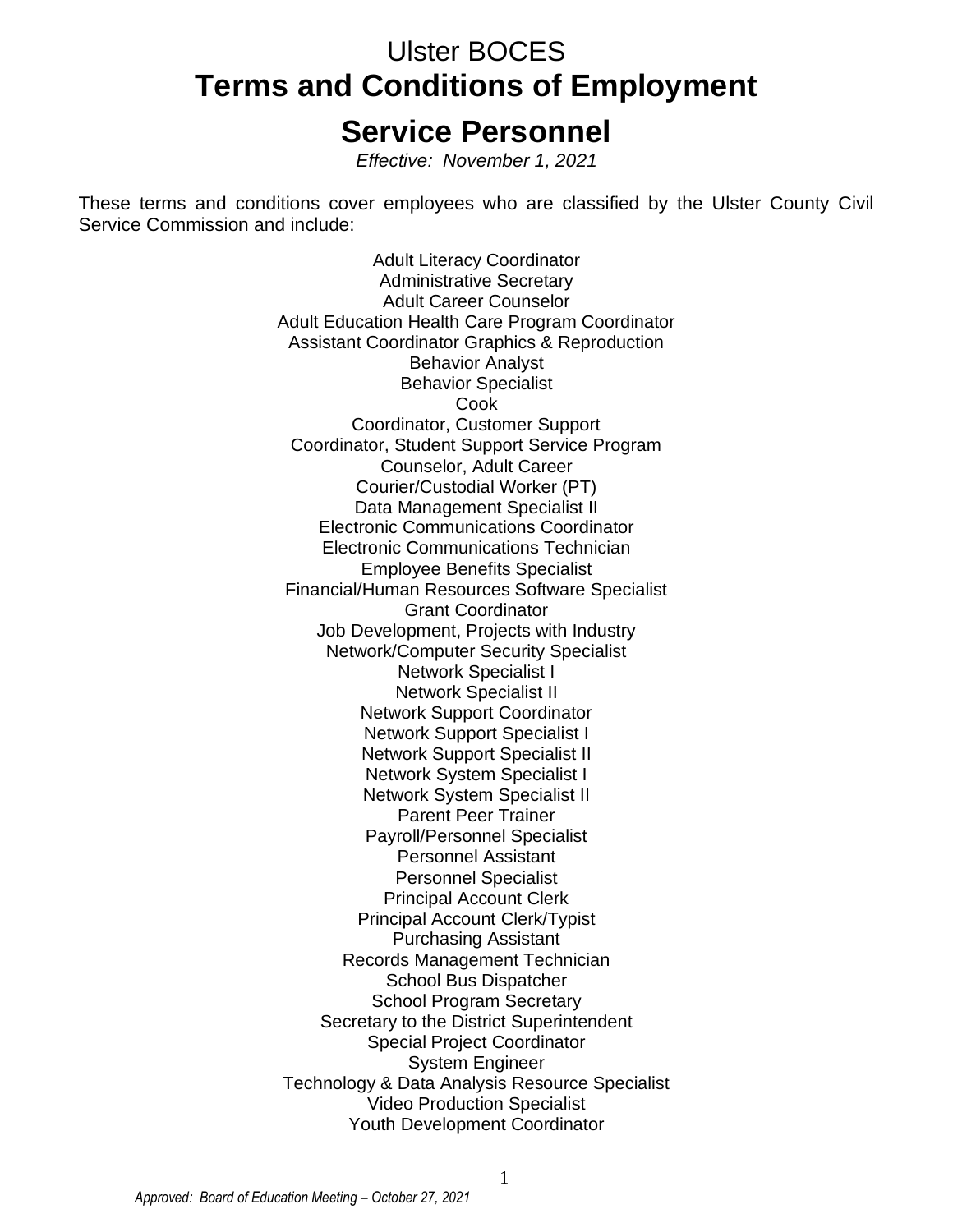# Ulster BOCES

# Terms and Conditions of Employment

# Service Personnel

*Effective: November 1, 2021*

These terms and conditions cover employees who are classified by the Ulster County Civil Service Commission and include:

Adult Literacy Coordinator
Administrative Secretary
Adult Career Counselor
Adult Education Health Care Program Coordinator
Assistant Coordinator Graphics & Reproduction
Behavior Analyst
Behavior Specialist
Cook
Coordinator, Customer Support
Coordinator, Student Support Service Program
Counselor, Adult Career
Courier/Custodial Worker (PT)
Data Management Specialist II
Electronic Communications Coordinator
Electronic Communications Technician
Employee Benefits Specialist
Financial/Human Resources Software Specialist
Grant Coordinator
Job Development, Projects with Industry
Network/Computer Security Specialist
Network Specialist I
Network Specialist II
Network Support Coordinator
Network Support Specialist I
Network Support Specialist II
Network System Specialist I
Network System Specialist II
Parent Peer Trainer
Payroll/Personnel Specialist
Personnel Assistant
Personnel Specialist
Principal Account Clerk
Principal Account Clerk/Typist
Purchasing Assistant
Records Management Technician
School Bus Dispatcher
School Program Secretary
Secretary to the District Superintendent
Special Project Coordinator
System Engineer
Technology & Data Analysis Resource Specialist
Video Production Specialist
Youth Development Coordinator

*Approved: Board of Education Meeting – October 27, 2021*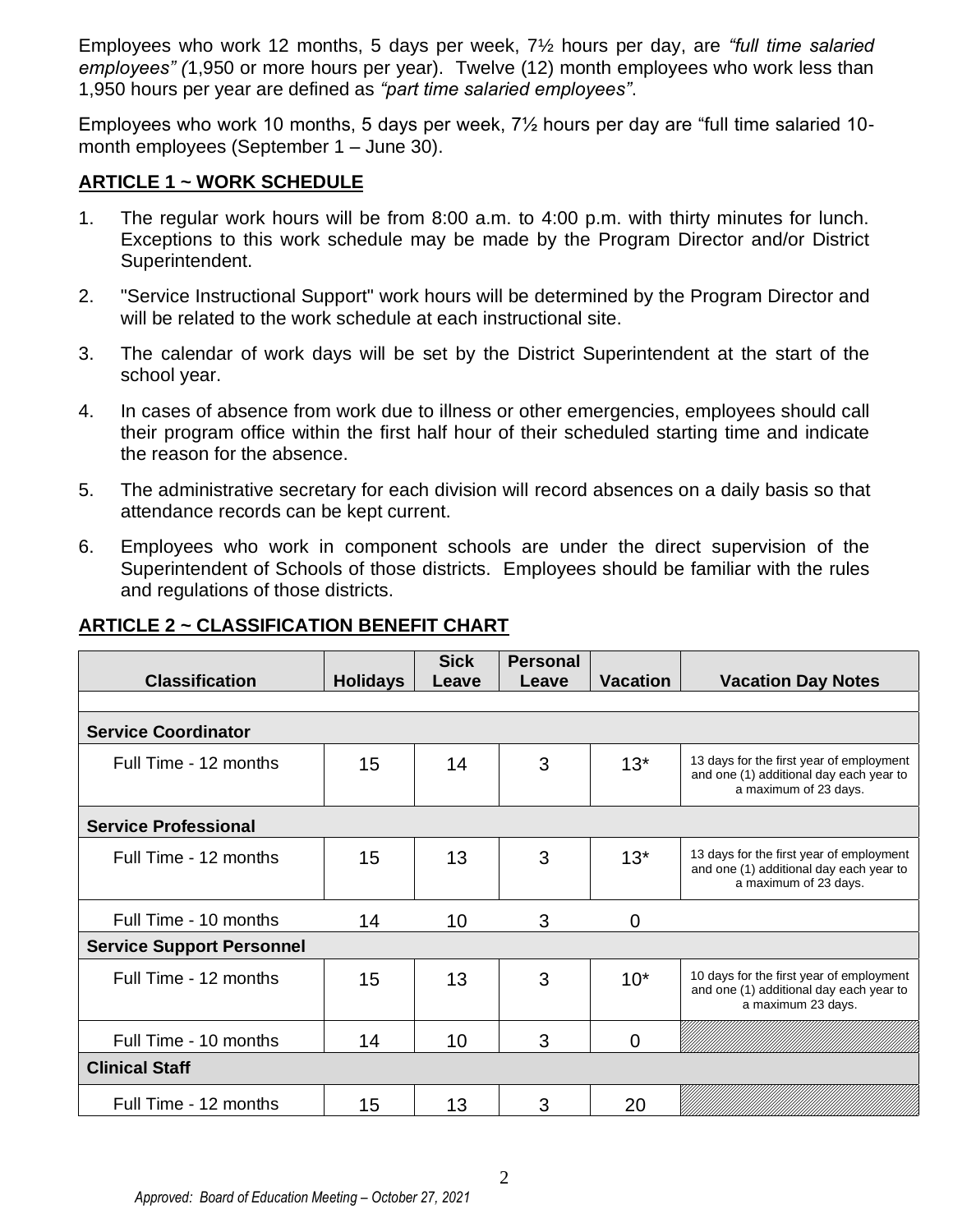Employees who work 12 months, 5 days per week, 7½ hours per day, are *"full time salaried employees" (*1,950 or more hours per year). Twelve (12) month employees who work less than 1,950 hours per year are defined as *"part time salaried employees"*.

Employees who work 10 months, 5 days per week, 7½ hours per day are "full time salaried 10-month employees (September 1 – June 30).

## ARTICLE 1 ~ WORK SCHEDULE

1. The regular work hours will be from 8:00 a.m. to 4:00 p.m. with thirty minutes for lunch. Exceptions to this work schedule may be made by the Program Director and/or District Superintendent.
2. "Service Instructional Support" work hours will be determined by the Program Director and will be related to the work schedule at each instructional site.
3. The calendar of work days will be set by the District Superintendent at the start of the school year.
4. In cases of absence from work due to illness or other emergencies, employees should call their program office within the first half hour of their scheduled starting time and indicate the reason for the absence.
5. The administrative secretary for each division will record absences on a daily basis so that attendance records can be kept current.
6. Employees who work in component schools are under the direct supervision of the Superintendent of Schools of those districts. Employees should be familiar with the rules and regulations of those districts.

## ARTICLE 2 ~ CLASSIFICATION BENEFIT CHART

| Classification | Holidays | Sick Leave | Personal Leave | Vacation | Vacation Day Notes |
|---|---|---|---|---|---|
| **Service Coordinator** | | | | | |
| Full Time - 12 months | 15 | 14 | 3 | 13* | 13 days for the first year of employment and one (1) additional day each year to a maximum of 23 days. |
| **Service Professional** | | | | | |
| Full Time - 12 months | 15 | 13 | 3 | 13* | 13 days for the first year of employment and one (1) additional day each year to a maximum of 23 days. |
| Full Time - 10 months | 14 | 10 | 3 | 0 | |
| **Service Support Personnel** | | | | | |
| Full Time - 12 months | 15 | 13 | 3 | 10* | 10 days for the first year of employment and one (1) additional day each year to a maximum 23 days. |
| Full Time - 10 months | 14 | 10 | 3 | 0 | |
| **Clinical Staff** | | | | | |
| Full Time - 12 months | 15 | 13 | 3 | 20 | |

*Approved: Board of Education Meeting – October 27, 2021*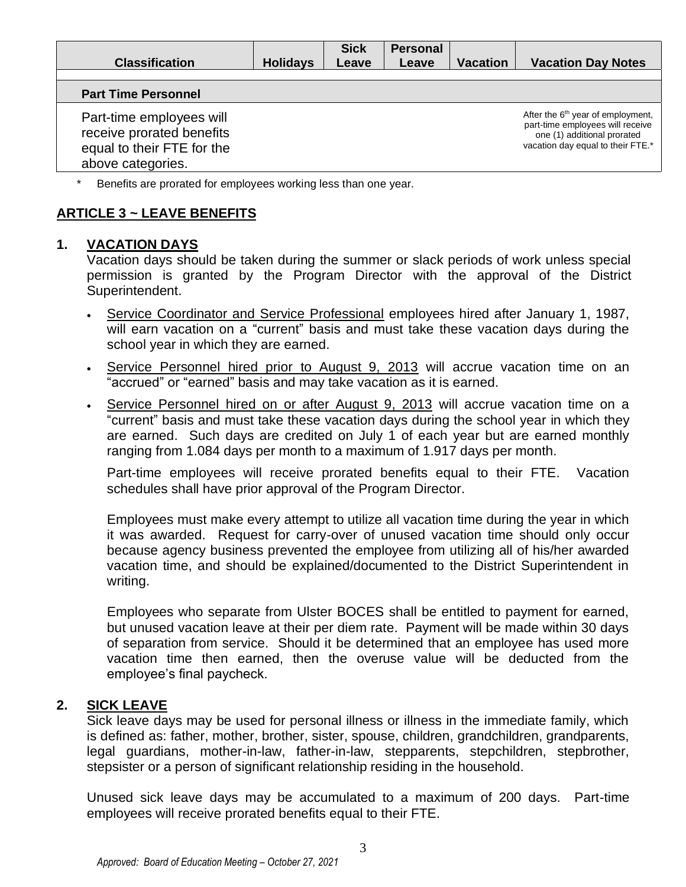| Classification | Holidays | Sick Leave | Personal Leave | Vacation | Vacation Day Notes |
|---|---|---|---|---|---|
| **Part Time Personnel** | | | | | |
| Part-time employees will receive prorated benefits equal to their FTE for the above categories. | | | | | After the 6th year of employment, part-time employees will receive one (1) additional prorated vacation day equal to their FTE.* |

\* Benefits are prorated for employees working less than one year.

## ARTICLE 3 ~ LEAVE BENEFITS

### 1. VACATION DAYS

Vacation days should be taken during the summer or slack periods of work unless special permission is granted by the Program Director with the approval of the District Superintendent.

- Service Coordinator and Service Professional employees hired after January 1, 1987, will earn vacation on a "current" basis and must take these vacation days during the school year in which they are earned.
- Service Personnel hired prior to August 9, 2013 will accrue vacation time on an "accrued" or "earned" basis and may take vacation as it is earned.
- Service Personnel hired on or after August 9, 2013 will accrue vacation time on a "current" basis and must take these vacation days during the school year in which they are earned. Such days are credited on July 1 of each year but are earned monthly ranging from 1.084 days per month to a maximum of 1.917 days per month.

Part-time employees will receive prorated benefits equal to their FTE. Vacation schedules shall have prior approval of the Program Director.

Employees must make every attempt to utilize all vacation time during the year in which it was awarded. Request for carry-over of unused vacation time should only occur because agency business prevented the employee from utilizing all of his/her awarded vacation time, and should be explained/documented to the District Superintendent in writing.

Employees who separate from Ulster BOCES shall be entitled to payment for earned, but unused vacation leave at their per diem rate. Payment will be made within 30 days of separation from service. Should it be determined that an employee has used more vacation time then earned, then the overuse value will be deducted from the employee's final paycheck.

### 2. SICK LEAVE

Sick leave days may be used for personal illness or illness in the immediate family, which is defined as: father, mother, brother, sister, spouse, children, grandchildren, grandparents, legal guardians, mother-in-law, father-in-law, stepparents, stepchildren, stepbrother, stepsister or a person of significant relationship residing in the household.

Unused sick leave days may be accumulated to a maximum of 200 days. Part-time employees will receive prorated benefits equal to their FTE.

*Approved: Board of Education Meeting – October 27, 2021*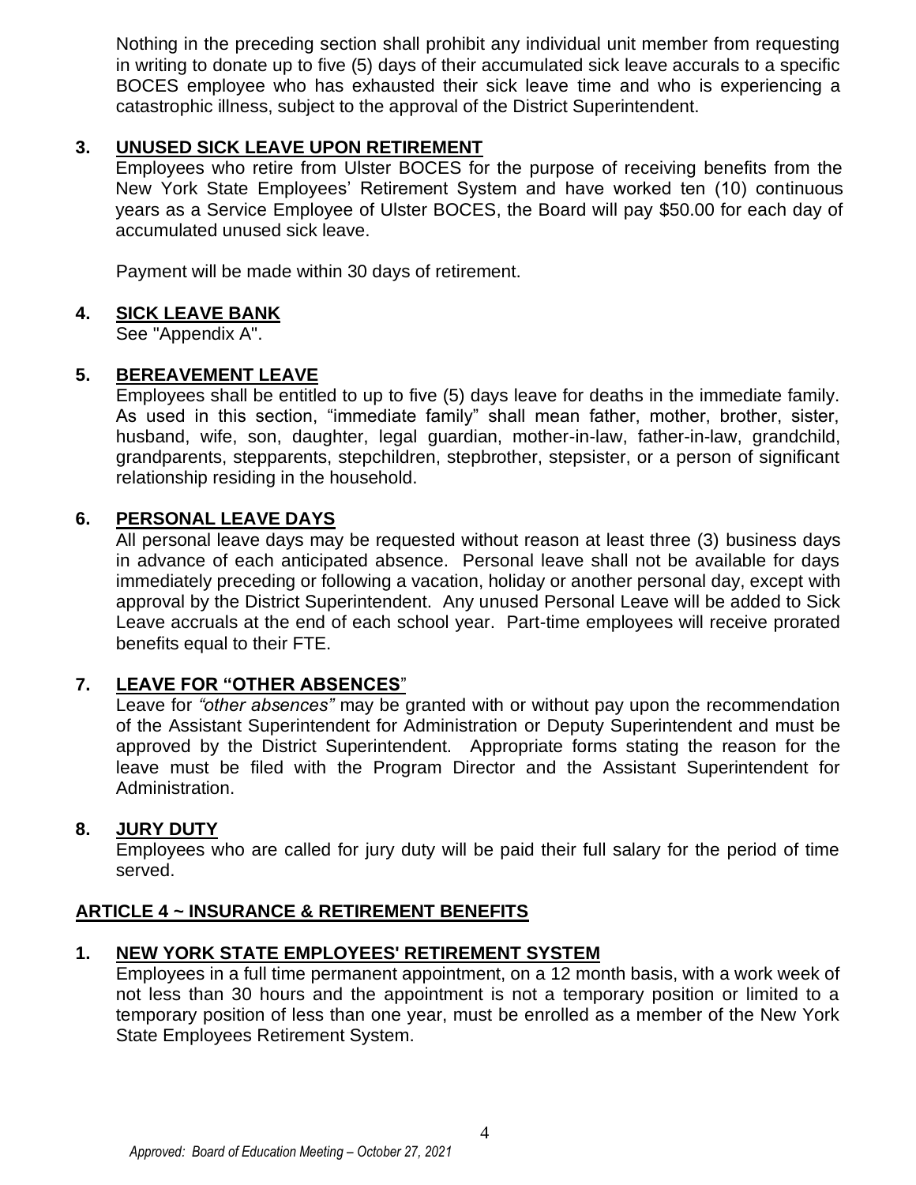Nothing in the preceding section shall prohibit any individual unit member from requesting in writing to donate up to five (5) days of their accumulated sick leave accurals to a specific BOCES employee who has exhausted their sick leave time and who is experiencing a catastrophic illness, subject to the approval of the District Superintendent.

### 3. UNUSED SICK LEAVE UPON RETIREMENT

Employees who retire from Ulster BOCES for the purpose of receiving benefits from the New York State Employees' Retirement System and have worked ten (10) continuous years as a Service Employee of Ulster BOCES, the Board will pay $50.00 for each day of accumulated unused sick leave.

Payment will be made within 30 days of retirement.

### 4. SICK LEAVE BANK

See "Appendix A".

### 5. BEREAVEMENT LEAVE

Employees shall be entitled to up to five (5) days leave for deaths in the immediate family. As used in this section, "immediate family" shall mean father, mother, brother, sister, husband, wife, son, daughter, legal guardian, mother-in-law, father-in-law, grandchild, grandparents, stepparents, stepchildren, stepbrother, stepsister, or a person of significant relationship residing in the household.

### 6. PERSONAL LEAVE DAYS

All personal leave days may be requested without reason at least three (3) business days in advance of each anticipated absence. Personal leave shall not be available for days immediately preceding or following a vacation, holiday or another personal day, except with approval by the District Superintendent. Any unused Personal Leave will be added to Sick Leave accruals at the end of each school year. Part-time employees will receive prorated benefits equal to their FTE.

### 7. LEAVE FOR "OTHER ABSENCES"

Leave for *"other absences"* may be granted with or without pay upon the recommendation of the Assistant Superintendent for Administration or Deputy Superintendent and must be approved by the District Superintendent. Appropriate forms stating the reason for the leave must be filed with the Program Director and the Assistant Superintendent for Administration.

### 8. JURY DUTY

Employees who are called for jury duty will be paid their full salary for the period of time served.

## ARTICLE 4 ~ INSURANCE & RETIREMENT BENEFITS

### 1. NEW YORK STATE EMPLOYEES' RETIREMENT SYSTEM

Employees in a full time permanent appointment, on a 12 month basis, with a work week of not less than 30 hours and the appointment is not a temporary position or limited to a temporary position of less than one year, must be enrolled as a member of the New York State Employees Retirement System.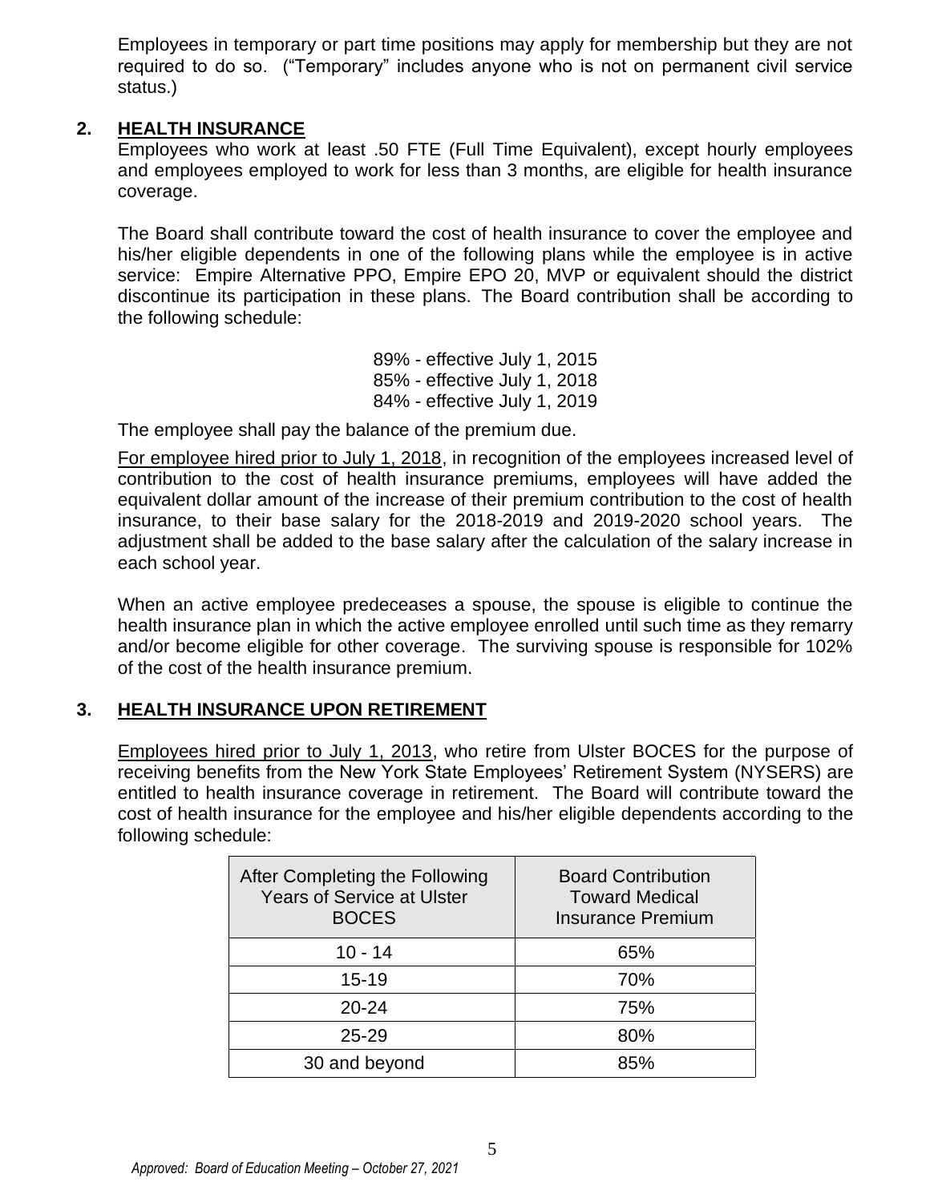Employees in temporary or part time positions may apply for membership but they are not required to do so. ("Temporary" includes anyone who is not on permanent civil service status.)

## 2. HEALTH INSURANCE

Employees who work at least .50 FTE (Full Time Equivalent), except hourly employees and employees employed to work for less than 3 months, are eligible for health insurance coverage.

The Board shall contribute toward the cost of health insurance to cover the employee and his/her eligible dependents in one of the following plans while the employee is in active service: Empire Alternative PPO, Empire EPO 20, MVP or equivalent should the district discontinue its participation in these plans. The Board contribution shall be according to the following schedule:

89% - effective July 1, 2015
85% - effective July 1, 2018
84% - effective July 1, 2019

The employee shall pay the balance of the premium due.

For employee hired prior to July 1, 2018, in recognition of the employees increased level of contribution to the cost of health insurance premiums, employees will have added the equivalent dollar amount of the increase of their premium contribution to the cost of health insurance, to their base salary for the 2018-2019 and 2019-2020 school years. The adjustment shall be added to the base salary after the calculation of the salary increase in each school year.

When an active employee predeceases a spouse, the spouse is eligible to continue the health insurance plan in which the active employee enrolled until such time as they remarry and/or become eligible for other coverage. The surviving spouse is responsible for 102% of the cost of the health insurance premium.

## 3. HEALTH INSURANCE UPON RETIREMENT

Employees hired prior to July 1, 2013, who retire from Ulster BOCES for the purpose of receiving benefits from the New York State Employees' Retirement System (NYSERS) are entitled to health insurance coverage in retirement. The Board will contribute toward the cost of health insurance for the employee and his/her eligible dependents according to the following schedule:

| After Completing the Following Years of Service at Ulster BOCES | Board Contribution Toward Medical Insurance Premium |
|---|---|
| 10 - 14 | 65% |
| 15-19 | 70% |
| 20-24 | 75% |
| 25-29 | 80% |
| 30 and beyond | 85% |

*Approved: Board of Education Meeting – October 27, 2021*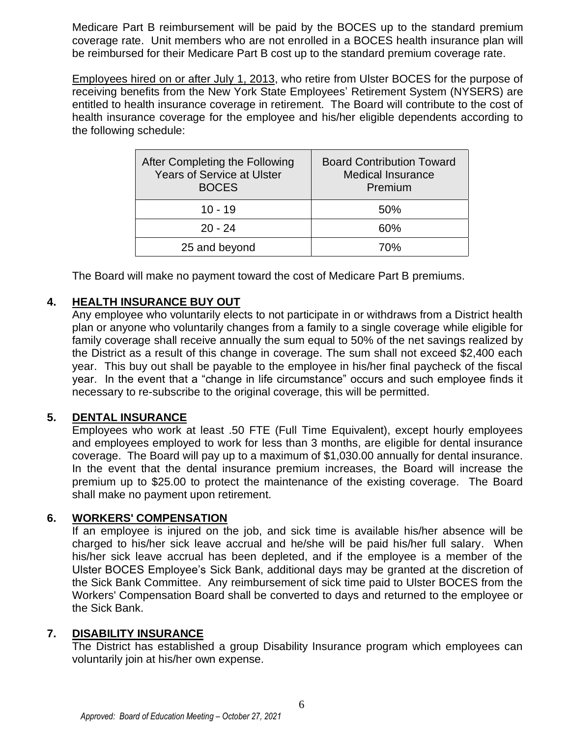Medicare Part B reimbursement will be paid by the BOCES up to the standard premium coverage rate. Unit members who are not enrolled in a BOCES health insurance plan will be reimbursed for their Medicare Part B cost up to the standard premium coverage rate.

Employees hired on or after July 1, 2013, who retire from Ulster BOCES for the purpose of receiving benefits from the New York State Employees' Retirement System (NYSERS) are entitled to health insurance coverage in retirement. The Board will contribute to the cost of health insurance coverage for the employee and his/her eligible dependents according to the following schedule:

| After Completing the Following Years of Service at Ulster BOCES | Board Contribution Toward Medical Insurance Premium |
|---|---|
| 10 - 19 | 50% |
| 20 - 24 | 60% |
| 25 and beyond | 70% |

The Board will make no payment toward the cost of Medicare Part B premiums.

## 4. HEALTH INSURANCE BUY OUT

Any employee who voluntarily elects to not participate in or withdraws from a District health plan or anyone who voluntarily changes from a family to a single coverage while eligible for family coverage shall receive annually the sum equal to 50% of the net savings realized by the District as a result of this change in coverage. The sum shall not exceed $2,400 each year. This buy out shall be payable to the employee in his/her final paycheck of the fiscal year. In the event that a "change in life circumstance" occurs and such employee finds it necessary to re-subscribe to the original coverage, this will be permitted.

## 5. DENTAL INSURANCE

Employees who work at least .50 FTE (Full Time Equivalent), except hourly employees and employees employed to work for less than 3 months, are eligible for dental insurance coverage. The Board will pay up to a maximum of $1,030.00 annually for dental insurance. In the event that the dental insurance premium increases, the Board will increase the premium up to $25.00 to protect the maintenance of the existing coverage. The Board shall make no payment upon retirement.

## 6. WORKERS' COMPENSATION

If an employee is injured on the job, and sick time is available his/her absence will be charged to his/her sick leave accrual and he/she will be paid his/her full salary. When his/her sick leave accrual has been depleted, and if the employee is a member of the Ulster BOCES Employee's Sick Bank, additional days may be granted at the discretion of the Sick Bank Committee. Any reimbursement of sick time paid to Ulster BOCES from the Workers' Compensation Board shall be converted to days and returned to the employee or the Sick Bank.

## 7. DISABILITY INSURANCE

The District has established a group Disability Insurance program which employees can voluntarily join at his/her own expense.

*Approved: Board of Education Meeting – October 27, 2021*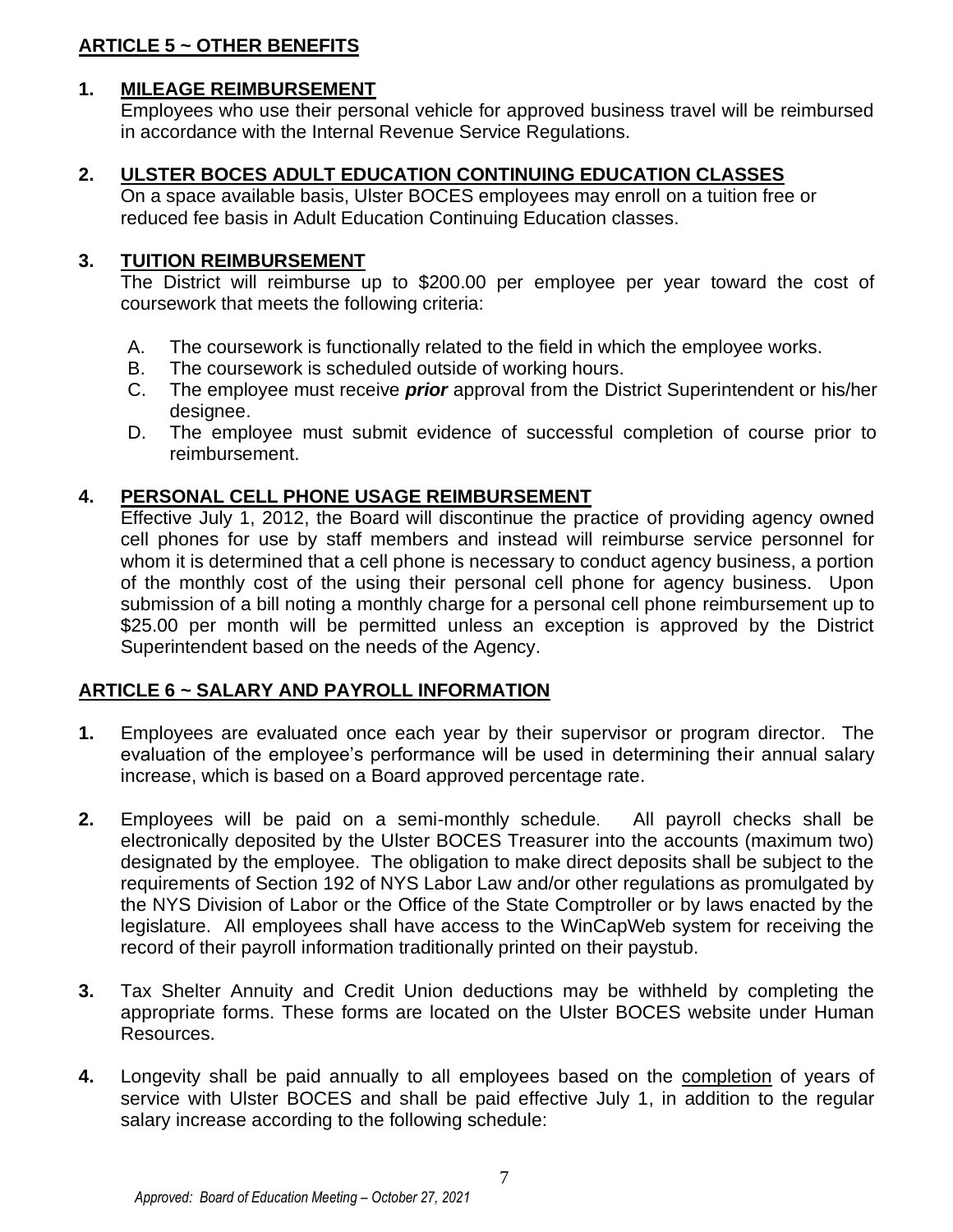## ARTICLE 5 ~ OTHER BENEFITS

1. **MILEAGE REIMBURSEMENT**
   Employees who use their personal vehicle for approved business travel will be reimbursed in accordance with the Internal Revenue Service Regulations.

2. **ULSTER BOCES ADULT EDUCATION CONTINUING EDUCATION CLASSES**
   On a space available basis, Ulster BOCES employees may enroll on a tuition free or reduced fee basis in Adult Education Continuing Education classes.

3. **TUITION REIMBURSEMENT**
   The District will reimburse up to $200.00 per employee per year toward the cost of coursework that meets the following criteria:

   A. The coursework is functionally related to the field in which the employee works.
   B. The coursework is scheduled outside of working hours.
   C. The employee must receive ***prior*** approval from the District Superintendent or his/her designee.
   D. The employee must submit evidence of successful completion of course prior to reimbursement.

4. **PERSONAL CELL PHONE USAGE REIMBURSEMENT**
   Effective July 1, 2012, the Board will discontinue the practice of providing agency owned cell phones for use by staff members and instead will reimburse service personnel for whom it is determined that a cell phone is necessary to conduct agency business, a portion of the monthly cost of the using their personal cell phone for agency business. Upon submission of a bill noting a monthly charge for a personal cell phone reimbursement up to $25.00 per month will be permitted unless an exception is approved by the District Superintendent based on the needs of the Agency.

## ARTICLE 6 ~ SALARY AND PAYROLL INFORMATION

1. Employees are evaluated once each year by their supervisor or program director. The evaluation of the employee's performance will be used in determining their annual salary increase, which is based on a Board approved percentage rate.

2. Employees will be paid on a semi-monthly schedule. All payroll checks shall be electronically deposited by the Ulster BOCES Treasurer into the accounts (maximum two) designated by the employee. The obligation to make direct deposits shall be subject to the requirements of Section 192 of NYS Labor Law and/or other regulations as promulgated by the NYS Division of Labor or the Office of the State Comptroller or by laws enacted by the legislature. All employees shall have access to the WinCapWeb system for receiving the record of their payroll information traditionally printed on their paystub.

3. Tax Shelter Annuity and Credit Union deductions may be withheld by completing the appropriate forms. These forms are located on the Ulster BOCES website under Human Resources.

4. Longevity shall be paid annually to all employees based on the completion of years of service with Ulster BOCES and shall be paid effective July 1, in addition to the regular salary increase according to the following schedule:

*Approved: Board of Education Meeting – October 27, 2021*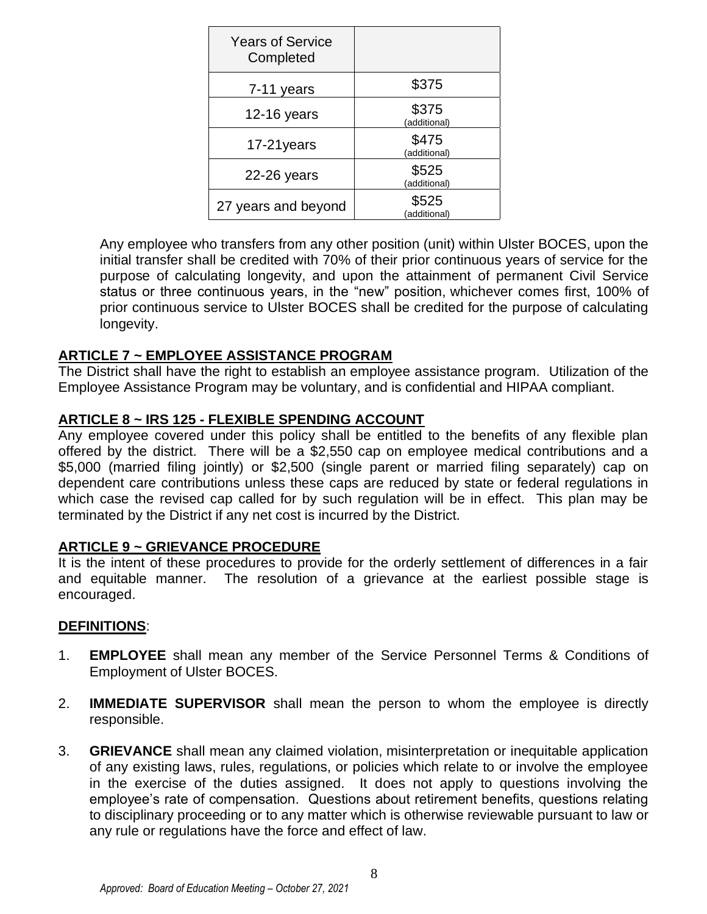| Years of Service Completed | |
|---|---|
| 7-11 years | \$375 |
| 12-16 years | \$375 (additional) |
| 17-21years | \$475 (additional) |
| 22-26 years | \$525 (additional) |
| 27 years and beyond | \$525 (additional) |

Any employee who transfers from any other position (unit) within Ulster BOCES, upon the initial transfer shall be credited with 70% of their prior continuous years of service for the purpose of calculating longevity, and upon the attainment of permanent Civil Service status or three continuous years, in the "new" position, whichever comes first, 100% of prior continuous service to Ulster BOCES shall be credited for the purpose of calculating longevity.

## ARTICLE 7 ~ EMPLOYEE ASSISTANCE PROGRAM

The District shall have the right to establish an employee assistance program. Utilization of the Employee Assistance Program may be voluntary, and is confidential and HIPAA compliant.

## ARTICLE 8 ~ IRS 125 - FLEXIBLE SPENDING ACCOUNT

Any employee covered under this policy shall be entitled to the benefits of any flexible plan offered by the district. There will be a \$2,550 cap on employee medical contributions and a \$5,000 (married filing jointly) or \$2,500 (single parent or married filing separately) cap on dependent care contributions unless these caps are reduced by state or federal regulations in which case the revised cap called for by such regulation will be in effect. This plan may be terminated by the District if any net cost is incurred by the District.

## ARTICLE 9 ~ GRIEVANCE PROCEDURE

It is the intent of these procedures to provide for the orderly settlement of differences in a fair and equitable manner. The resolution of a grievance at the earliest possible stage is encouraged.

**DEFINITIONS**:

1. **EMPLOYEE** shall mean any member of the Service Personnel Terms & Conditions of Employment of Ulster BOCES.

2. **IMMEDIATE SUPERVISOR** shall mean the person to whom the employee is directly responsible.

3. **GRIEVANCE** shall mean any claimed violation, misinterpretation or inequitable application of any existing laws, rules, regulations, or policies which relate to or involve the employee in the exercise of the duties assigned. It does not apply to questions involving the employee's rate of compensation. Questions about retirement benefits, questions relating to disciplinary proceeding or to any matter which is otherwise reviewable pursuant to law or any rule or regulations have the force and effect of law.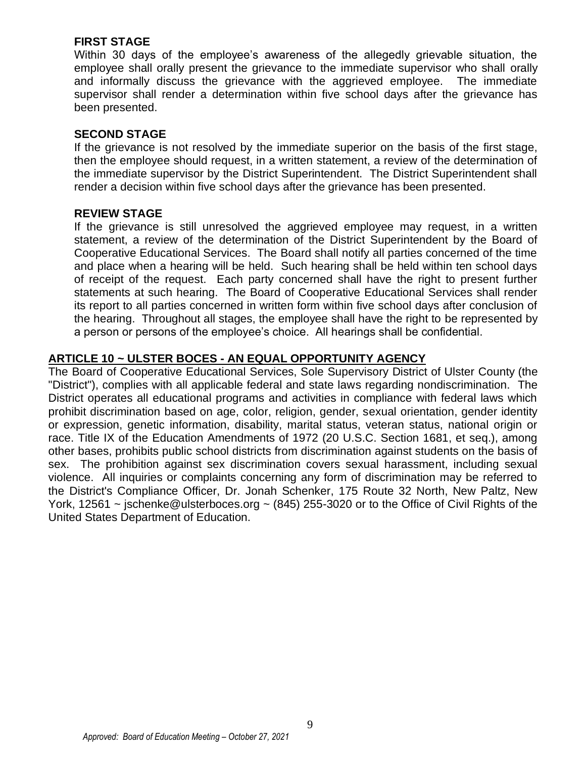**FIRST STAGE**

Within 30 days of the employee's awareness of the allegedly grievable situation, the employee shall orally present the grievance to the immediate supervisor who shall orally and informally discuss the grievance with the aggrieved employee. The immediate supervisor shall render a determination within five school days after the grievance has been presented.

**SECOND STAGE**

If the grievance is not resolved by the immediate superior on the basis of the first stage, then the employee should request, in a written statement, a review of the determination of the immediate supervisor by the District Superintendent. The District Superintendent shall render a decision within five school days after the grievance has been presented.

**REVIEW STAGE**

If the grievance is still unresolved the aggrieved employee may request, in a written statement, a review of the determination of the District Superintendent by the Board of Cooperative Educational Services. The Board shall notify all parties concerned of the time and place when a hearing will be held. Such hearing shall be held within ten school days of receipt of the request. Each party concerned shall have the right to present further statements at such hearing. The Board of Cooperative Educational Services shall render its report to all parties concerned in written form within five school days after conclusion of the hearing. Throughout all stages, the employee shall have the right to be represented by a person or persons of the employee's choice. All hearings shall be confidential.

## ARTICLE 10 ~ ULSTER BOCES - AN EQUAL OPPORTUNITY AGENCY

The Board of Cooperative Educational Services, Sole Supervisory District of Ulster County (the "District"), complies with all applicable federal and state laws regarding nondiscrimination. The District operates all educational programs and activities in compliance with federal laws which prohibit discrimination based on age, color, religion, gender, sexual orientation, gender identity or expression, genetic information, disability, marital status, veteran status, national origin or race. Title IX of the Education Amendments of 1972 (20 U.S.C. Section 1681, et seq.), among other bases, prohibits public school districts from discrimination against students on the basis of sex. The prohibition against sex discrimination covers sexual harassment, including sexual violence. All inquiries or complaints concerning any form of discrimination may be referred to the District's Compliance Officer, Dr. Jonah Schenker, 175 Route 32 North, New Paltz, New York, 12561 ~ jschenke@ulsterboces.org ~ (845) 255-3020 or to the Office of Civil Rights of the United States Department of Education.